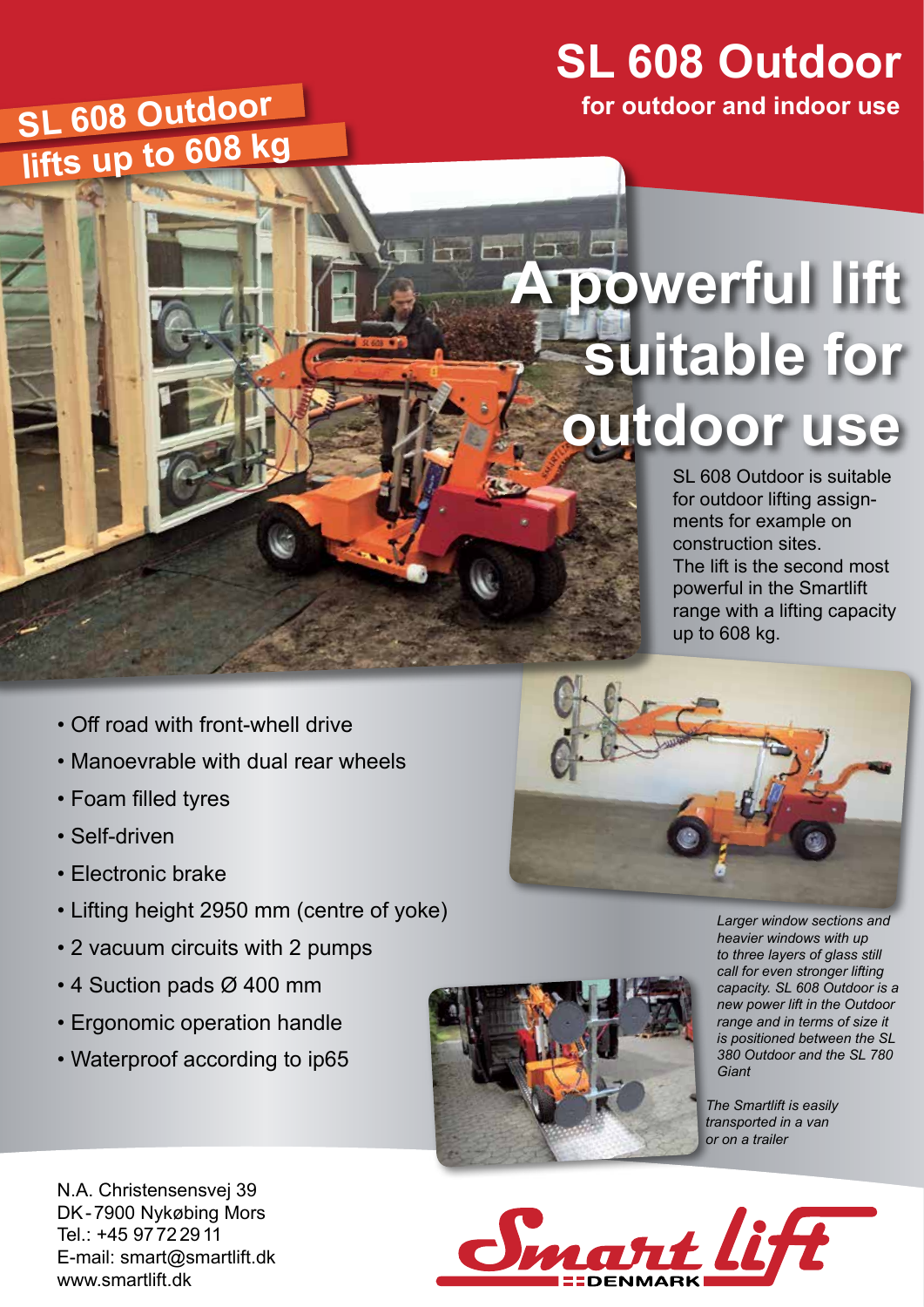# SL 608 Outdoor

**for outdoor and indoor use**

**SL 608 Outdoor lifts up to 608 kg**

## A powerful lift suitable for outdoor use

SL 608 Outdoor is suitable for outdoor lifting assignments for example on construction sites. The lift is the second most powerful in the Smartlift range with a lifting capacity up to 608 kg.

- Off road with front-whell drive
- Manoevrable with dual rear wheels
- Foam filled tyres
- Self-driven
- Electronic brake
- Lifting height 2950 mm (centre of yoke)
- 2 vacuum circuits with 2 pumps
- 4 Suction pads Ø 400 mm
- Ergonomic operation handle
- Waterproof according to ip65

*Larger window sections and heavier windows with up to three layers of glass still call for even stronger lifting capacity. SL 608 Outdoor is a new power lift in the Outdoor range and in terms of size it is positioned between the SL 380 Outdoor and the SL 780 Giant*

*The Smartlift is easily transported in a van or on a trailer*

N.A. Christensensvej 39
DK-7900 Nykøbing Mors
Tel.: +45 97 72 29 11
E-mail: smart@smartlift.dk
www.smartlift.dk

Smart lift DENMARK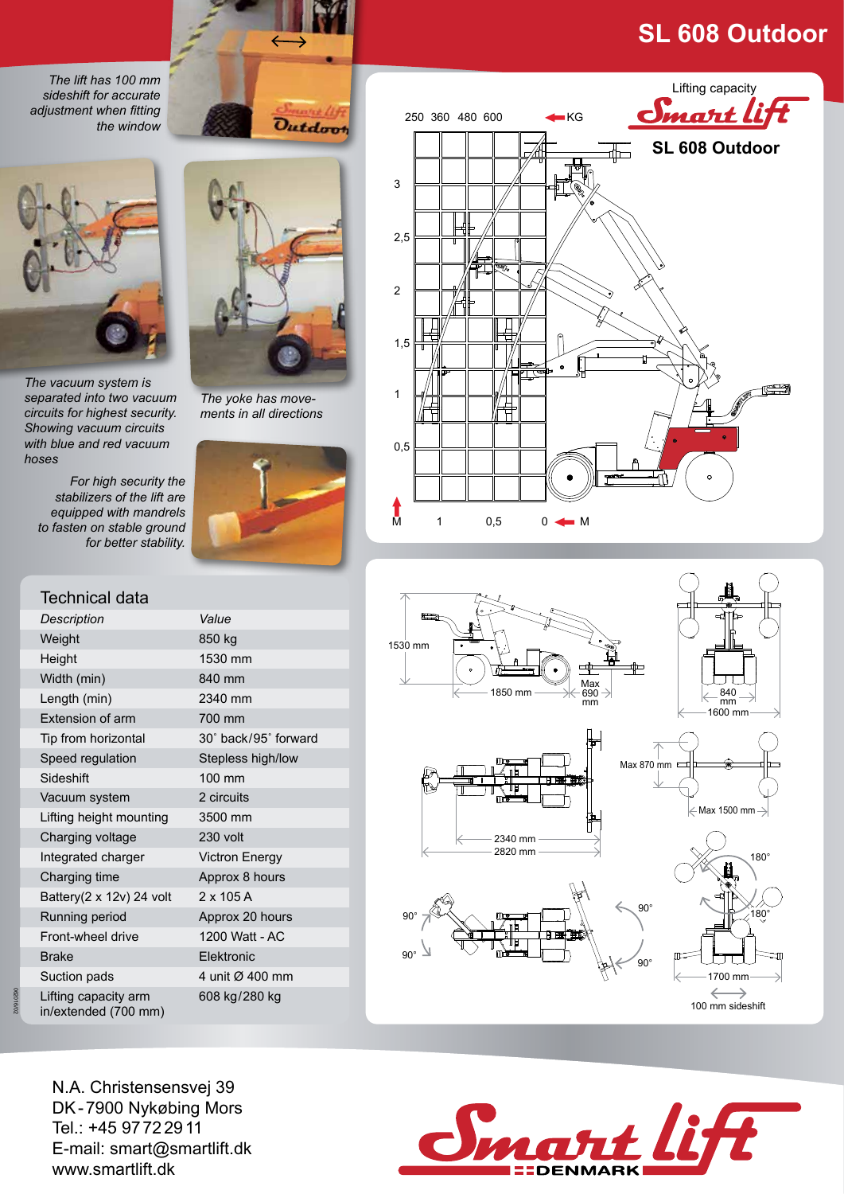# SL 608 Outdoor

*The lift has 100 mm sideshift for accurate adjustment when fitting the window*

*The vacuum system is separated into two vacuum circuits for highest security. Showing vacuum circuits with blue and red vacuum hoses*

*The yoke has movements in all directions*

*For high security the stabilizers of the lift are equipped with mandrels to fasten on stable ground for better stability.*

Lifting capacity

Smart lift

SL 608 Outdoor

250 360 480 600 KG

3
2,5
2
1,5
1
0,5
M 1 0,5 0 M

1530 mm
1850 mm
Max 690 mm
840 mm
1600 mm
Max 870 mm
Max 1500 mm
2340 mm
2820 mm
180°
180°
90°
90°
90°
90°
1700 mm
100 mm sideshift

## Technical data

| Description | Value |
|---|---|
| Weight | 850 kg |
| Height | 1530 mm |
| Width (min) | 840 mm |
| Length (min) | 2340 mm |
| Extension of arm | 700 mm |
| Tip from horizontal | 30˚ back/95˚ forward |
| Speed regulation | Stepless high/low |
| Sideshift | 100 mm |
| Vacuum system | 2 circuits |
| Lifting height mounting | 3500 mm |
| Charging voltage | 230 volt |
| Integrated charger | Victron Energy |
| Charging time | Approx 8 hours |
| Battery(2 x 12v) 24 volt | 2 x 105 A |
| Running period | Approx 20 hours |
| Front-wheel drive | 1200 Watt - AC |
| Brake | Elektronic |
| Suction pads | 4 unit Ø 400 mm |
| Lifting capacity arm in/extended (700 mm) | 608 kg/280 kg |

N.A. Christensensvej 39
DK-7900 Nykøbing Mors
Tel.: +45 97 72 29 11
E-mail: smart@smartlift.dk
www.smartlift.dk

Smart lift DENMARK